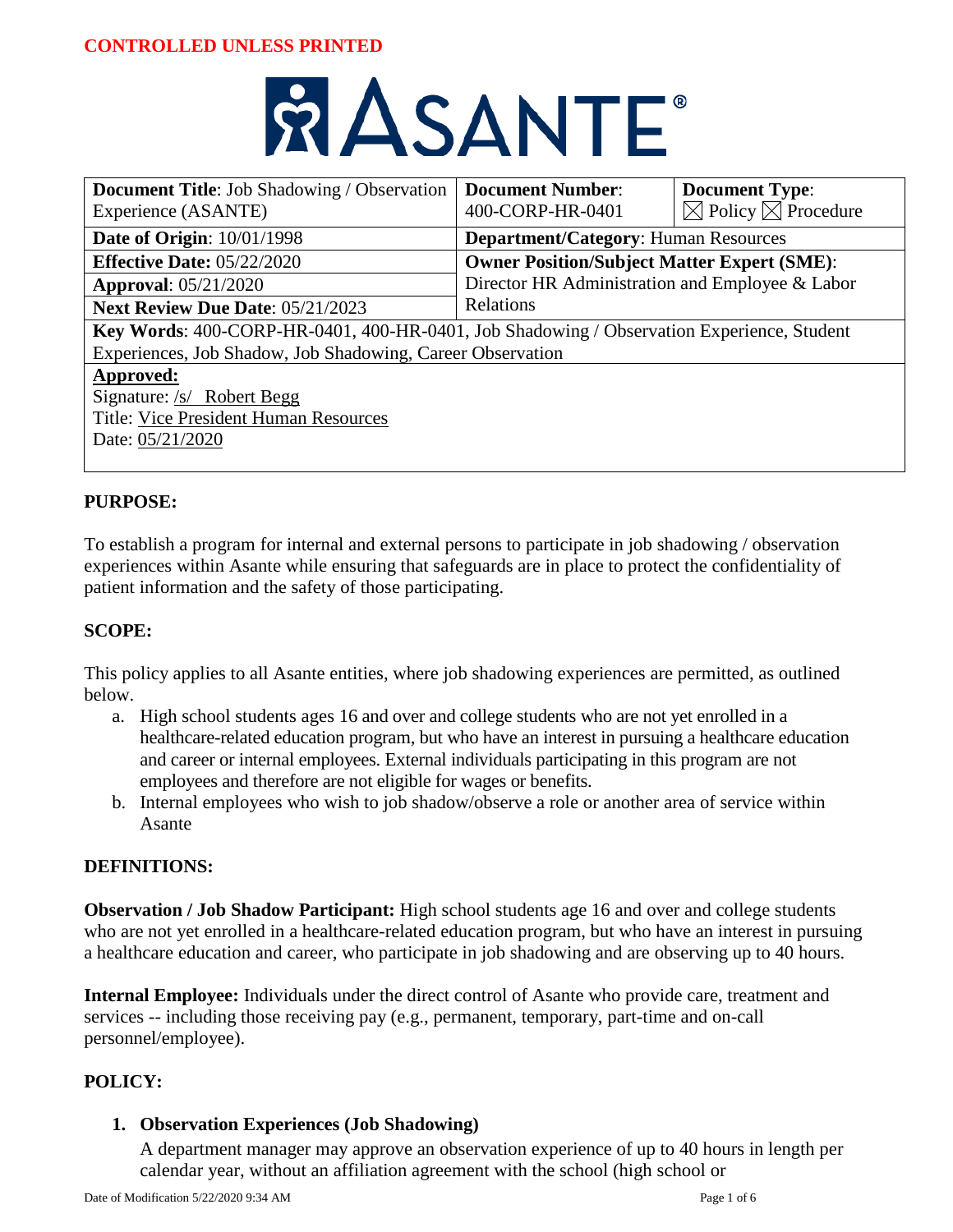**CONTROLLED UNLESS PRINTED**

# ASANTE®

| **Document Title**: Job Shadowing / Observation Experience (ASANTE) | **Document Number**: 400-CORP-HR-0401 | **Document Type**: ☒ Policy ☒ Procedure |
|---|---|---|
| **Date of Origin**: 10/01/1998 | **Department/Category**: Human Resources | |
| **Effective Date:** 05/22/2020<br>**Approval**: 05/21/2020<br>**Next Review Due Date**: 05/21/2023 | **Owner Position/Subject Matter Expert (SME)**: Director HR Administration and Employee & Labor Relations | |
| **Key Words**: 400-CORP-HR-0401, 400-HR-0401, Job Shadowing / Observation Experience, Student Experiences, Job Shadow, Job Shadowing, Career Observation | | |
| **Approved:**<br>Signature: /s/ Robert Begg<br>Title: Vice President Human Resources<br>Date: 05/21/2020 | | |

## PURPOSE:

To establish a program for internal and external persons to participate in job shadowing / observation experiences within Asante while ensuring that safeguards are in place to protect the confidentiality of patient information and the safety of those participating.

## SCOPE:

This policy applies to all Asante entities, where job shadowing experiences are permitted, as outlined below.

a. High school students ages 16 and over and college students who are not yet enrolled in a healthcare-related education program, but who have an interest in pursuing a healthcare education and career or internal employees. External individuals participating in this program are not employees and therefore are not eligible for wages or benefits.
b. Internal employees who wish to job shadow/observe a role or another area of service within Asante

## DEFINITIONS:

**Observation / Job Shadow Participant:** High school students age 16 and over and college students who are not yet enrolled in a healthcare-related education program, but who have an interest in pursuing a healthcare education and career, who participate in job shadowing and are observing up to 40 hours.

**Internal Employee:** Individuals under the direct control of Asante who provide care, treatment and services -- including those receiving pay (e.g., permanent, temporary, part-time and on-call personnel/employee).

## POLICY:

1. **Observation Experiences (Job Shadowing)**
   A department manager may approve an observation experience of up to 40 hours in length per calendar year, without an affiliation agreement with the school (high school or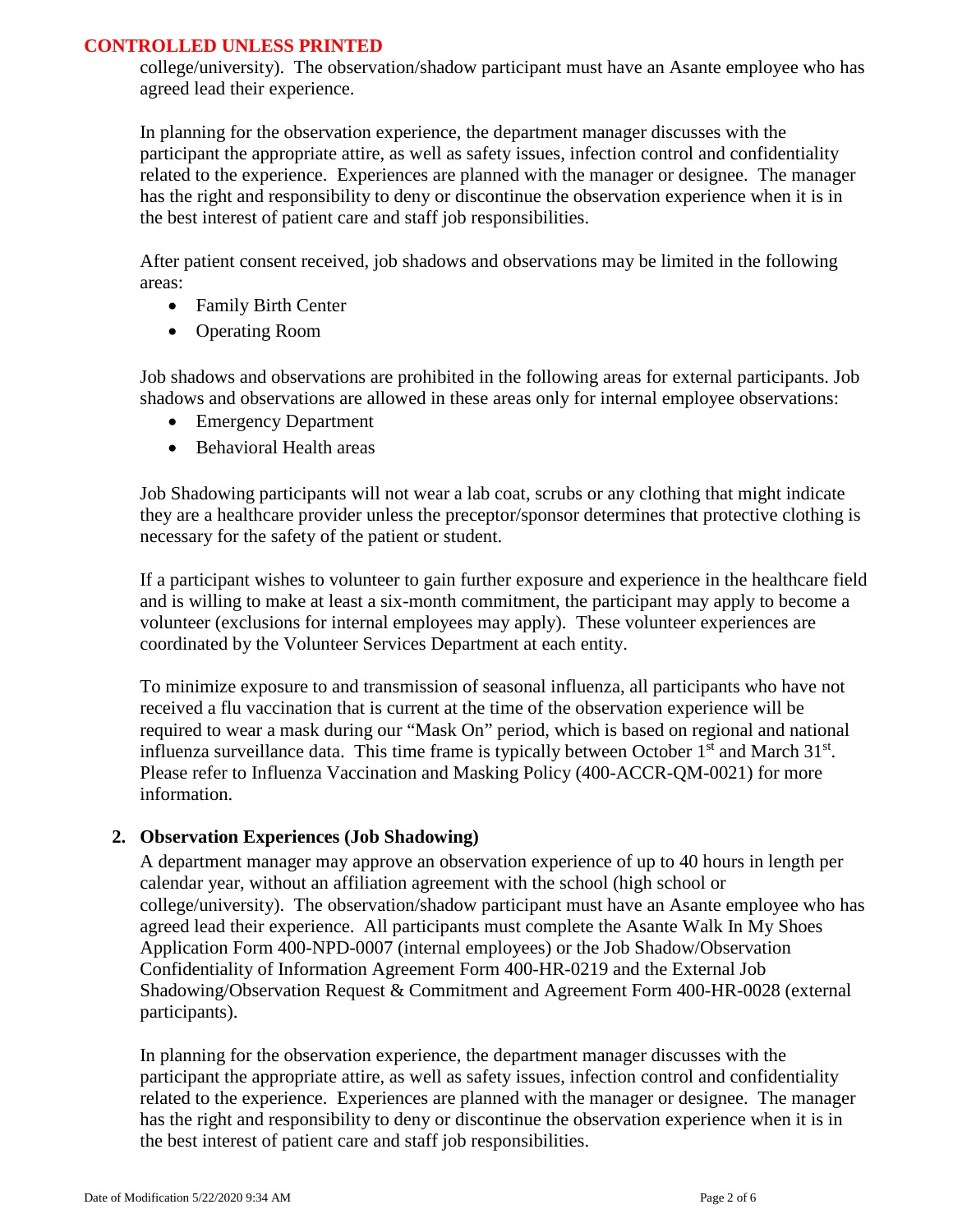college/university). The observation/shadow participant must have an Asante employee who has agreed lead their experience.

In planning for the observation experience, the department manager discusses with the participant the appropriate attire, as well as safety issues, infection control and confidentiality related to the experience. Experiences are planned with the manager or designee. The manager has the right and responsibility to deny or discontinue the observation experience when it is in the best interest of patient care and staff job responsibilities.

After patient consent received, job shadows and observations may be limited in the following areas:

- Family Birth Center
- Operating Room

Job shadows and observations are prohibited in the following areas for external participants. Job shadows and observations are allowed in these areas only for internal employee observations:

- Emergency Department
- Behavioral Health areas

Job Shadowing participants will not wear a lab coat, scrubs or any clothing that might indicate they are a healthcare provider unless the preceptor/sponsor determines that protective clothing is necessary for the safety of the patient or student.

If a participant wishes to volunteer to gain further exposure and experience in the healthcare field and is willing to make at least a six-month commitment, the participant may apply to become a volunteer (exclusions for internal employees may apply). These volunteer experiences are coordinated by the Volunteer Services Department at each entity.

To minimize exposure to and transmission of seasonal influenza, all participants who have not received a flu vaccination that is current at the time of the observation experience will be required to wear a mask during our "Mask On" period, which is based on regional and national influenza surveillance data. This time frame is typically between October 1st and March 31st. Please refer to Influenza Vaccination and Masking Policy (400-ACCR-QM-0021) for more information.

2. **Observation Experiences (Job Shadowing)**

A department manager may approve an observation experience of up to 40 hours in length per calendar year, without an affiliation agreement with the school (high school or college/university). The observation/shadow participant must have an Asante employee who has agreed lead their experience. All participants must complete the Asante Walk In My Shoes Application Form 400-NPD-0007 (internal employees) or the Job Shadow/Observation Confidentiality of Information Agreement Form 400-HR-0219 and the External Job Shadowing/Observation Request & Commitment and Agreement Form 400-HR-0028 (external participants).

In planning for the observation experience, the department manager discusses with the participant the appropriate attire, as well as safety issues, infection control and confidentiality related to the experience. Experiences are planned with the manager or designee. The manager has the right and responsibility to deny or discontinue the observation experience when it is in the best interest of patient care and staff job responsibilities.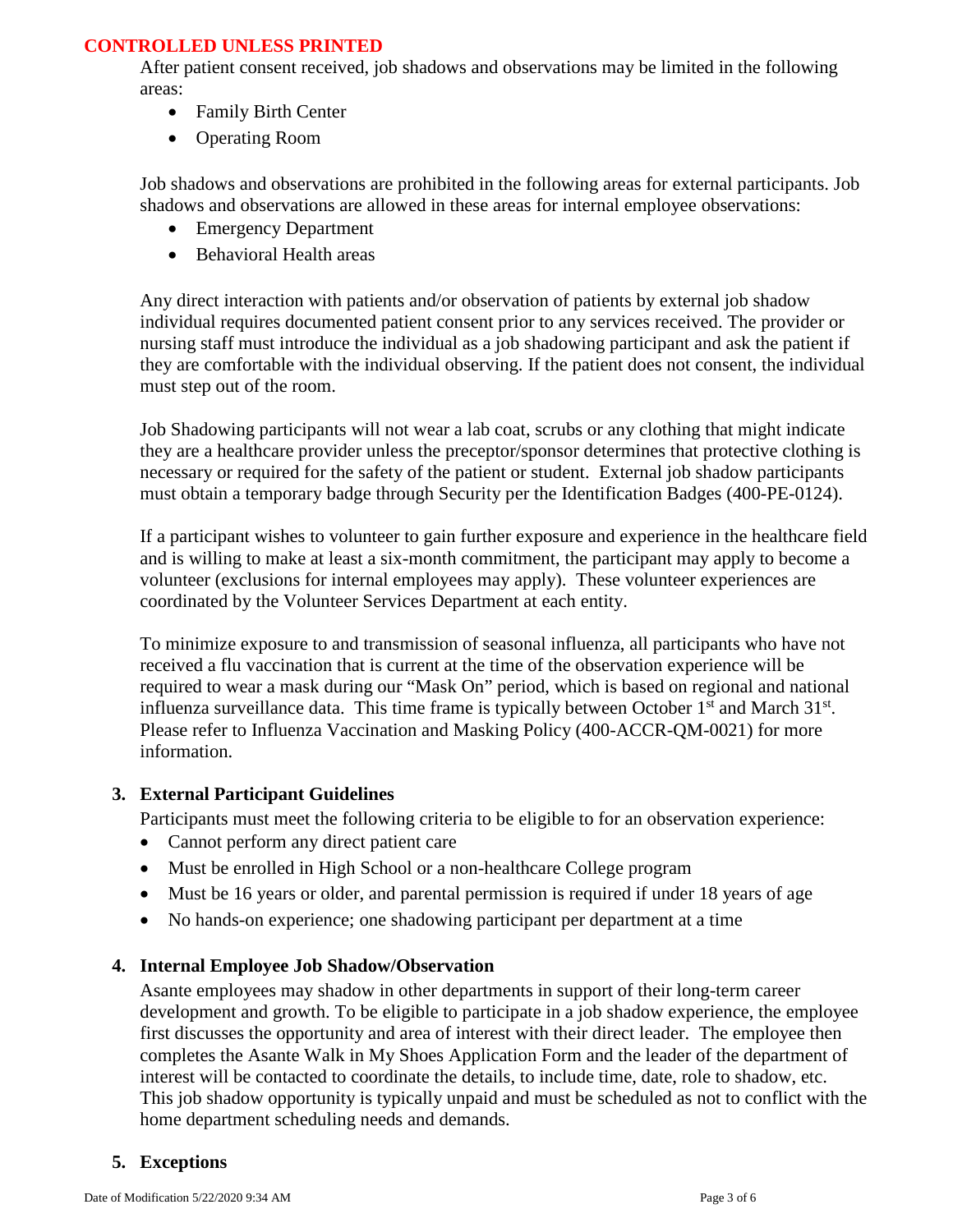After patient consent received, job shadows and observations may be limited in the following areas:

- Family Birth Center
- Operating Room

Job shadows and observations are prohibited in the following areas for external participants. Job shadows and observations are allowed in these areas for internal employee observations:

- Emergency Department
- Behavioral Health areas

Any direct interaction with patients and/or observation of patients by external job shadow individual requires documented patient consent prior to any services received. The provider or nursing staff must introduce the individual as a job shadowing participant and ask the patient if they are comfortable with the individual observing. If the patient does not consent, the individual must step out of the room.

Job Shadowing participants will not wear a lab coat, scrubs or any clothing that might indicate they are a healthcare provider unless the preceptor/sponsor determines that protective clothing is necessary or required for the safety of the patient or student. External job shadow participants must obtain a temporary badge through Security per the Identification Badges (400-PE-0124).

If a participant wishes to volunteer to gain further exposure and experience in the healthcare field and is willing to make at least a six-month commitment, the participant may apply to become a volunteer (exclusions for internal employees may apply). These volunteer experiences are coordinated by the Volunteer Services Department at each entity.

To minimize exposure to and transmission of seasonal influenza, all participants who have not received a flu vaccination that is current at the time of the observation experience will be required to wear a mask during our "Mask On" period, which is based on regional and national influenza surveillance data. This time frame is typically between October 1st and March 31st. Please refer to Influenza Vaccination and Masking Policy (400-ACCR-QM-0021) for more information.

**3. External Participant Guidelines**

Participants must meet the following criteria to be eligible to for an observation experience:

- Cannot perform any direct patient care
- Must be enrolled in High School or a non-healthcare College program
- Must be 16 years or older, and parental permission is required if under 18 years of age
- No hands-on experience; one shadowing participant per department at a time

**4. Internal Employee Job Shadow/Observation**

Asante employees may shadow in other departments in support of their long-term career development and growth. To be eligible to participate in a job shadow experience, the employee first discusses the opportunity and area of interest with their direct leader. The employee then completes the Asante Walk in My Shoes Application Form and the leader of the department of interest will be contacted to coordinate the details, to include time, date, role to shadow, etc. This job shadow opportunity is typically unpaid and must be scheduled as not to conflict with the home department scheduling needs and demands.

**5. Exceptions**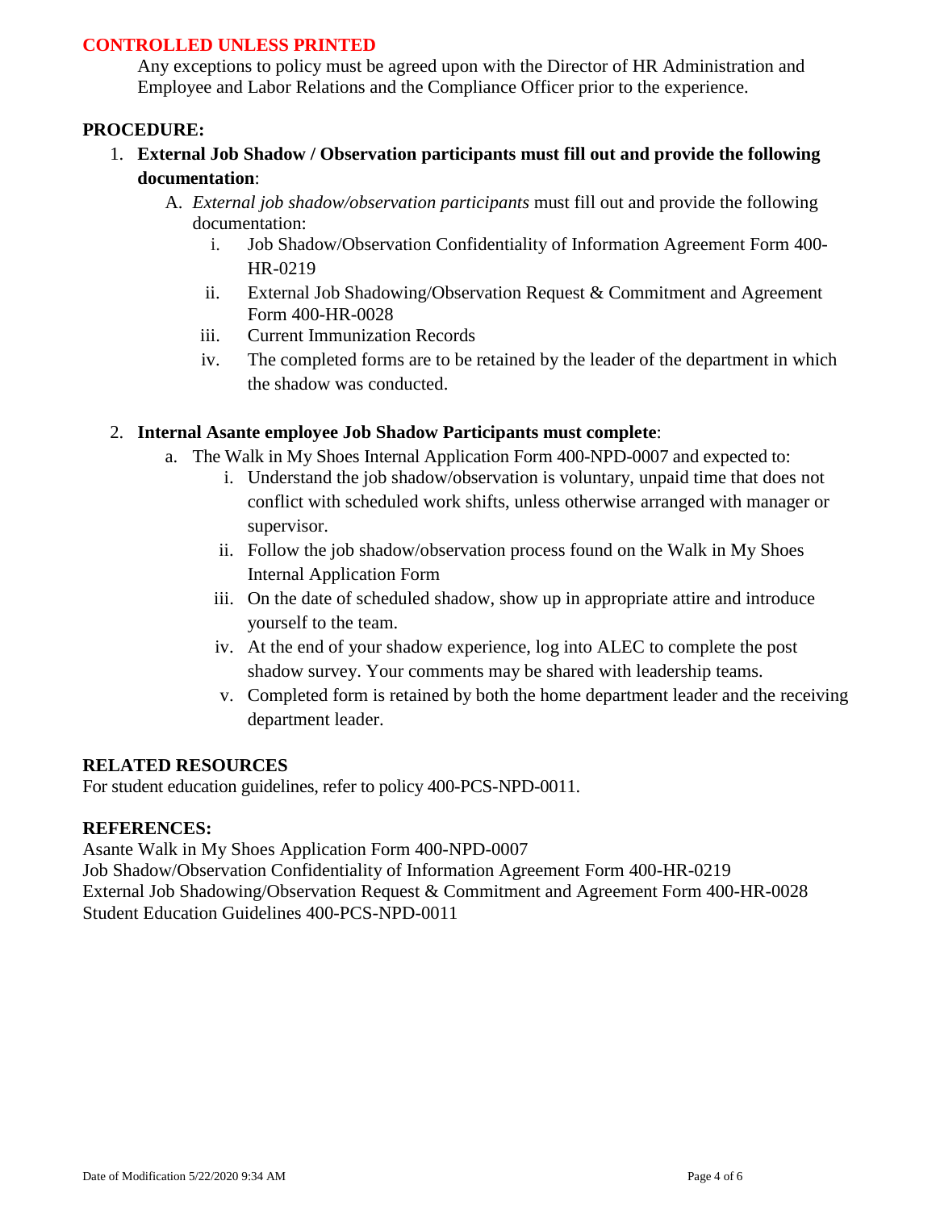**CONTROLLED UNLESS PRINTED**

Any exceptions to policy must be agreed upon with the Director of HR Administration and Employee and Labor Relations and the Compliance Officer prior to the experience.

**PROCEDURE:**

1. **External Job Shadow / Observation participants must fill out and provide the following documentation**:
   A. *External job shadow/observation participants* must fill out and provide the following documentation:
      i. Job Shadow/Observation Confidentiality of Information Agreement Form 400-HR-0219
      ii. External Job Shadowing/Observation Request & Commitment and Agreement Form 400-HR-0028
      iii. Current Immunization Records
      iv. The completed forms are to be retained by the leader of the department in which the shadow was conducted.

2. **Internal Asante employee Job Shadow Participants must complete**:
   a. The Walk in My Shoes Internal Application Form 400-NPD-0007 and expected to:
      i. Understand the job shadow/observation is voluntary, unpaid time that does not conflict with scheduled work shifts, unless otherwise arranged with manager or supervisor.
      ii. Follow the job shadow/observation process found on the Walk in My Shoes Internal Application Form
      iii. On the date of scheduled shadow, show up in appropriate attire and introduce yourself to the team.
      iv. At the end of your shadow experience, log into ALEC to complete the post shadow survey. Your comments may be shared with leadership teams.
      v. Completed form is retained by both the home department leader and the receiving department leader.

**RELATED RESOURCES**

For student education guidelines, refer to policy 400-PCS-NPD-0011.

**REFERENCES:**

Asante Walk in My Shoes Application Form 400-NPD-0007
Job Shadow/Observation Confidentiality of Information Agreement Form 400-HR-0219
External Job Shadowing/Observation Request & Commitment and Agreement Form 400-HR-0028
Student Education Guidelines 400-PCS-NPD-0011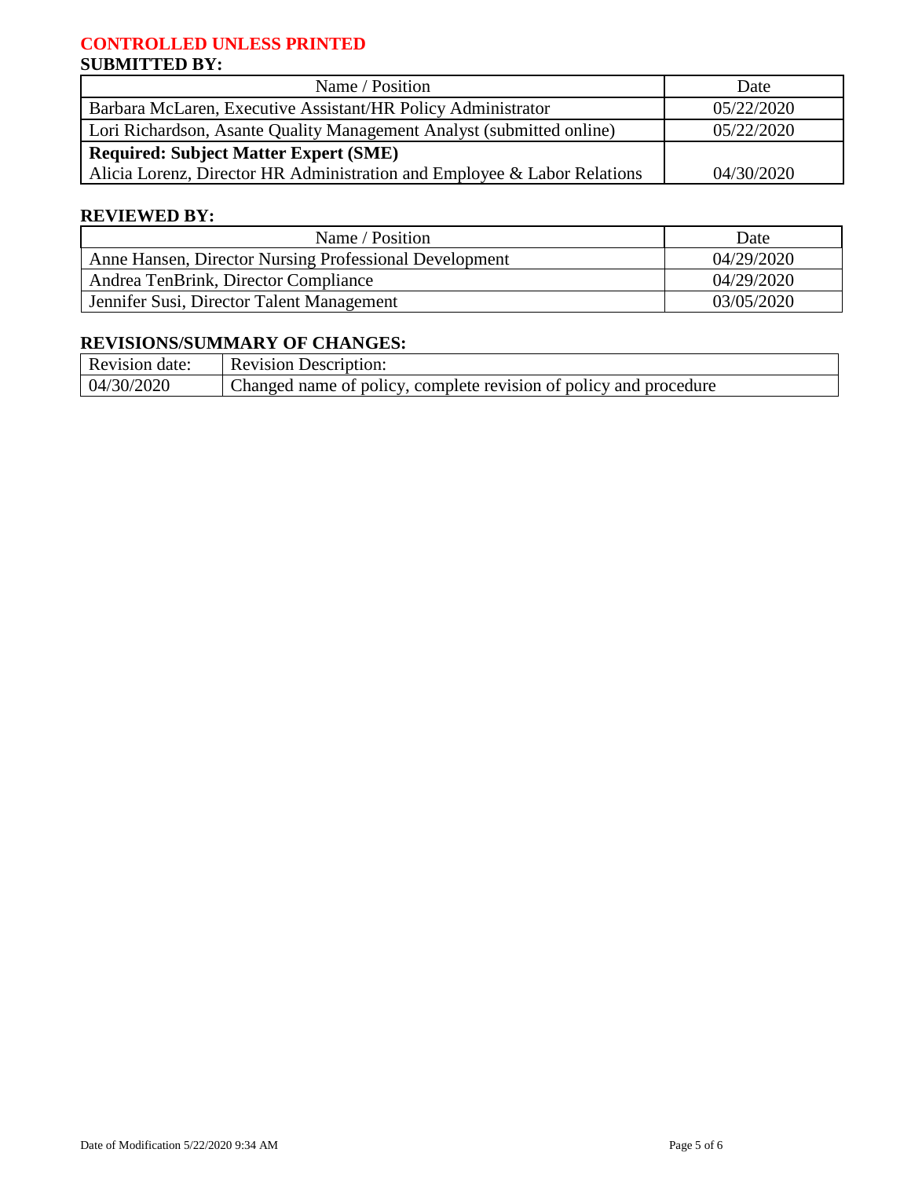**CONTROLLED UNLESS PRINTED**

**SUBMITTED BY:**

| Name / Position | Date |
|---|---|
| Barbara McLaren, Executive Assistant/HR Policy Administrator | 05/22/2020 |
| Lori Richardson, Asante Quality Management Analyst (submitted online) | 05/22/2020 |
| **Required: Subject Matter Expert (SME)** Alicia Lorenz, Director HR Administration and Employee & Labor Relations | 04/30/2020 |

**REVIEWED BY:**

| Name / Position | Date |
|---|---|
| Anne Hansen, Director Nursing Professional Development | 04/29/2020 |
| Andrea TenBrink, Director Compliance | 04/29/2020 |
| Jennifer Susi, Director Talent Management | 03/05/2020 |

**REVISIONS/SUMMARY OF CHANGES:**

| Revision date: | Revision Description: |
|---|---|
| 04/30/2020 | Changed name of policy, complete revision of policy and procedure |

Date of Modification 5/22/2020 9:34 AM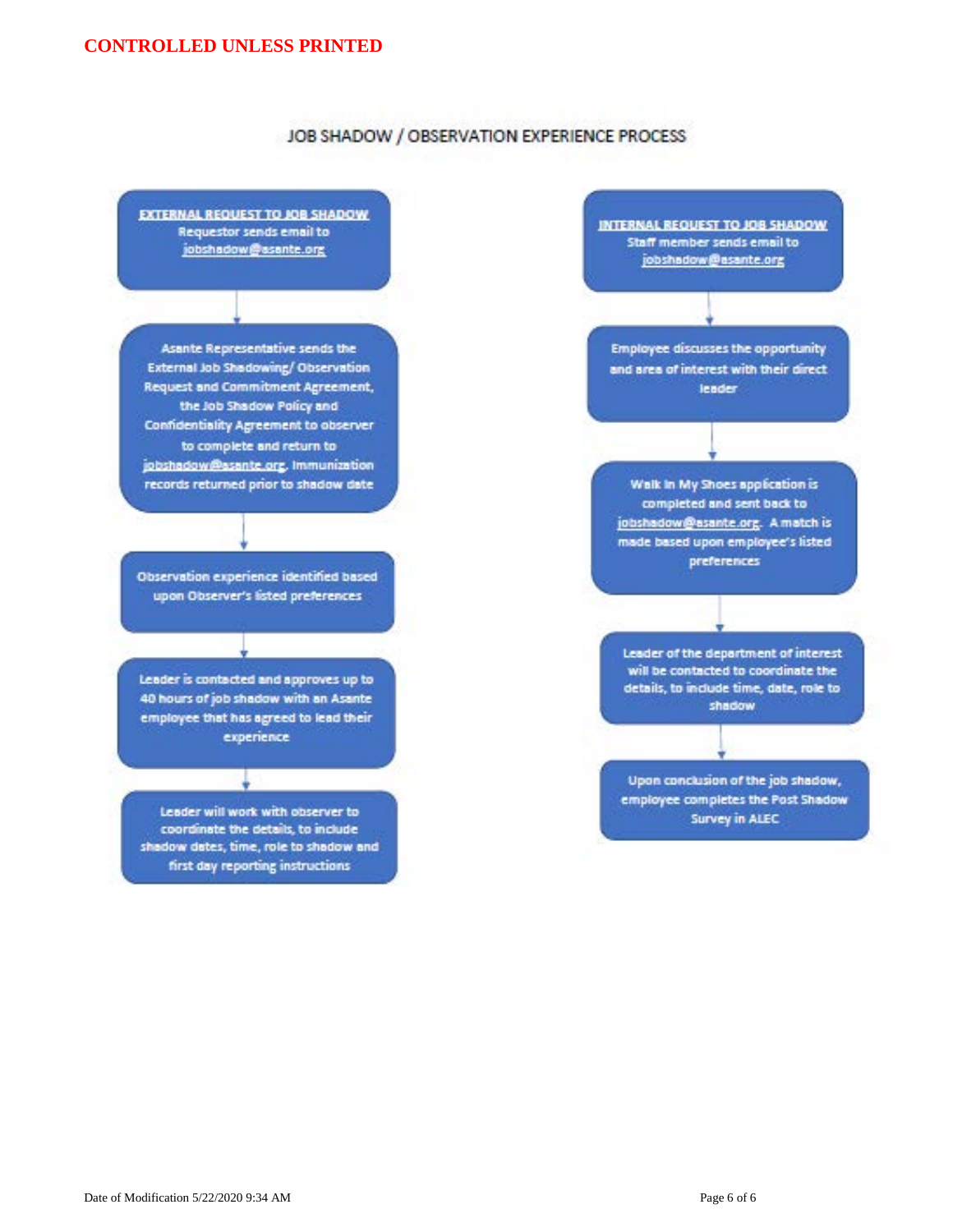JOB SHADOW / OBSERVATION EXPERIENCE PROCESS

**EXTERNAL REQUEST TO JOB SHADOW**
Requestor sends email to jobshadow@asante.org

Asante Representative sends the External Job Shadowing/ Observation Request and Commitment Agreement, the Job Shadow Policy and Confidentiality Agreement to observer to complete and return to jobshadow@asante.org. Immunization records returned prior to shadow date

Observation experience identified based upon Observer's listed preferences

Leader is contacted and approves up to 40 hours of job shadow with an Asante employee that has agreed to lead their experience

Leader will work with observer to coordinate the details, to include shadow dates, time, role to shadow and first day reporting instructions

**INTERNAL REQUEST TO JOB SHADOW**
Staff member sends email to jobshadow@asante.org

Employee discusses the opportunity and area of interest with their direct leader

Walk In My Shoes application is completed and sent back to jobshadow@asante.org. A match is made based upon employee's listed preferences

Leader of the department of interest will be contacted to coordinate the details, to include time, date, role to shadow

Upon conclusion of the job shadow, employee completes the Post Shadow Survey in ALEC